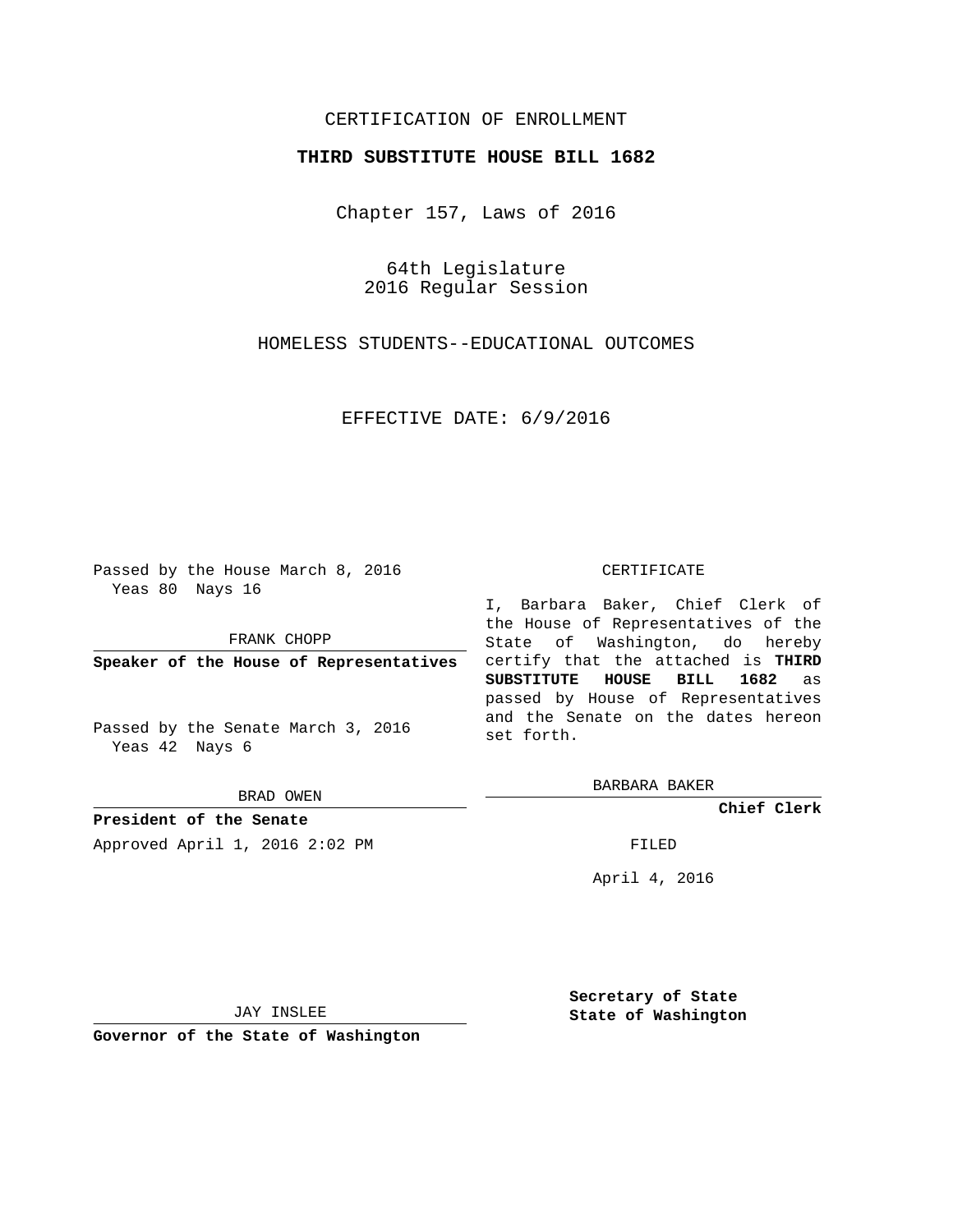CERTIFICATION OF ENROLLMENT

**THIRD SUBSTITUTE HOUSE BILL 1682**

Chapter 157, Laws of 2016

64th Legislature
2016 Regular Session

HOMELESS STUDENTS--EDUCATIONAL OUTCOMES

EFFECTIVE DATE: 6/9/2016

Passed by the House March 8, 2016
Yeas 80 Nays 16

FRANK CHOPP

**Speaker of the House of Representatives**

Passed by the Senate March 3, 2016
Yeas 42 Nays 6

BRAD OWEN

**President of the Senate**

Approved April 1, 2016 2:02 PM

JAY INSLEE

**Governor of the State of Washington**

CERTIFICATE

I, Barbara Baker, Chief Clerk of the House of Representatives of the State of Washington, do hereby certify that the attached is **THIRD SUBSTITUTE HOUSE BILL 1682** as passed by House of Representatives and the Senate on the dates hereon set forth.

BARBARA BAKER

**Chief Clerk**

FILED

April 4, 2016

**Secretary of State**
**State of Washington**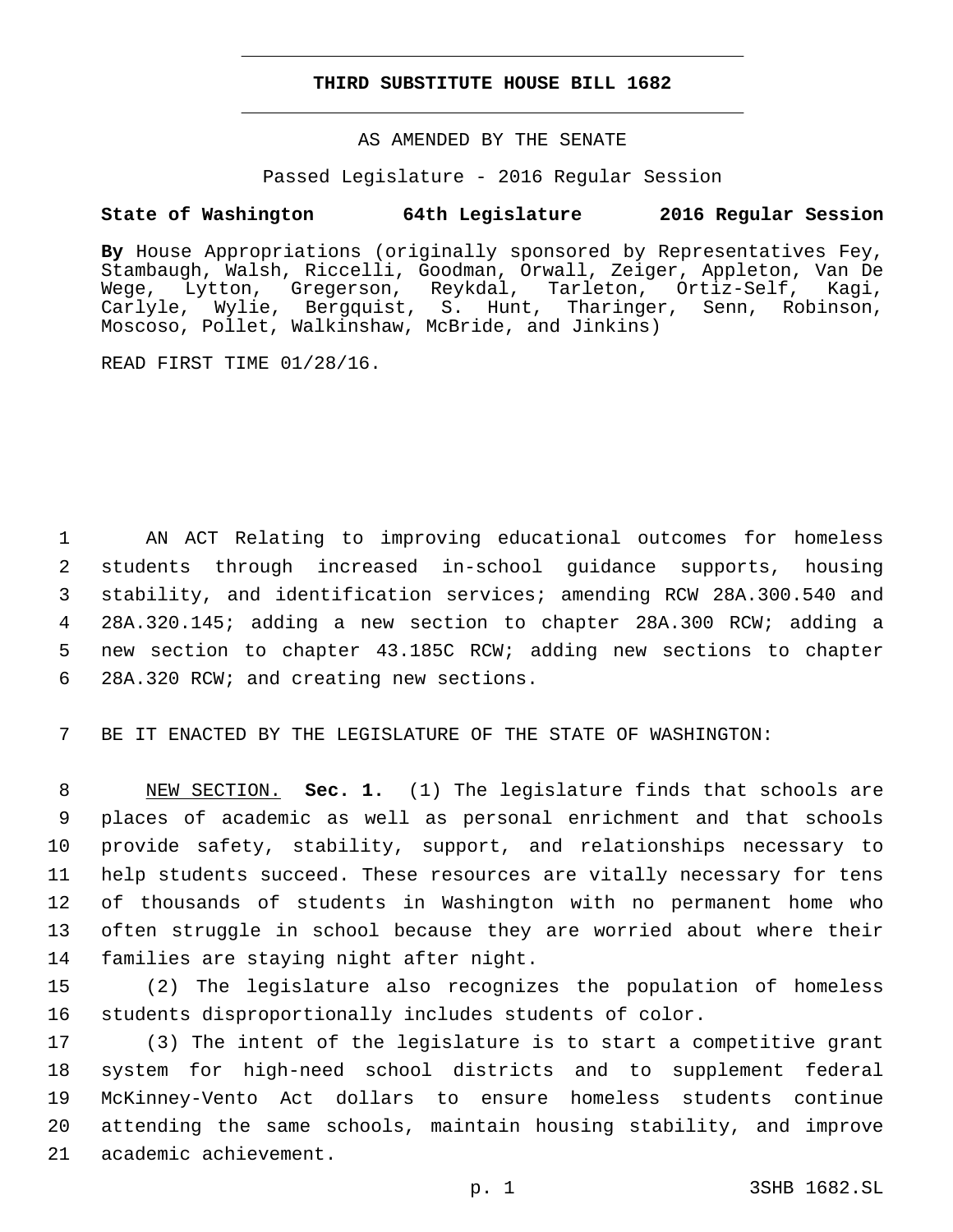# THIRD SUBSTITUTE HOUSE BILL 1682

AS AMENDED BY THE SENATE

Passed Legislature - 2016 Regular Session

**State of Washington 64th Legislature 2016 Regular Session**

**By** House Appropriations (originally sponsored by Representatives Fey, Stambaugh, Walsh, Riccelli, Goodman, Orwall, Zeiger, Appleton, Van De Wege, Lytton, Gregerson, Reykdal, Tarleton, Ortiz-Self, Kagi, Carlyle, Wylie, Bergquist, S. Hunt, Tharinger, Senn, Robinson, Moscoso, Pollet, Walkinshaw, McBride, and Jinkins)

READ FIRST TIME 01/28/16.

AN ACT Relating to improving educational outcomes for homeless students through increased in-school guidance supports, housing stability, and identification services; amending RCW 28A.300.540 and 28A.320.145; adding a new section to chapter 28A.300 RCW; adding a new section to chapter 43.185C RCW; adding new sections to chapter 28A.320 RCW; and creating new sections.

BE IT ENACTED BY THE LEGISLATURE OF THE STATE OF WASHINGTON:

NEW SECTION. **Sec. 1.** (1) The legislature finds that schools are places of academic as well as personal enrichment and that schools provide safety, stability, support, and relationships necessary to help students succeed. These resources are vitally necessary for tens of thousands of students in Washington with no permanent home who often struggle in school because they are worried about where their families are staying night after night.

(2) The legislature also recognizes the population of homeless students disproportionally includes students of color.

(3) The intent of the legislature is to start a competitive grant system for high-need school districts and to supplement federal McKinney-Vento Act dollars to ensure homeless students continue attending the same schools, maintain housing stability, and improve academic achievement.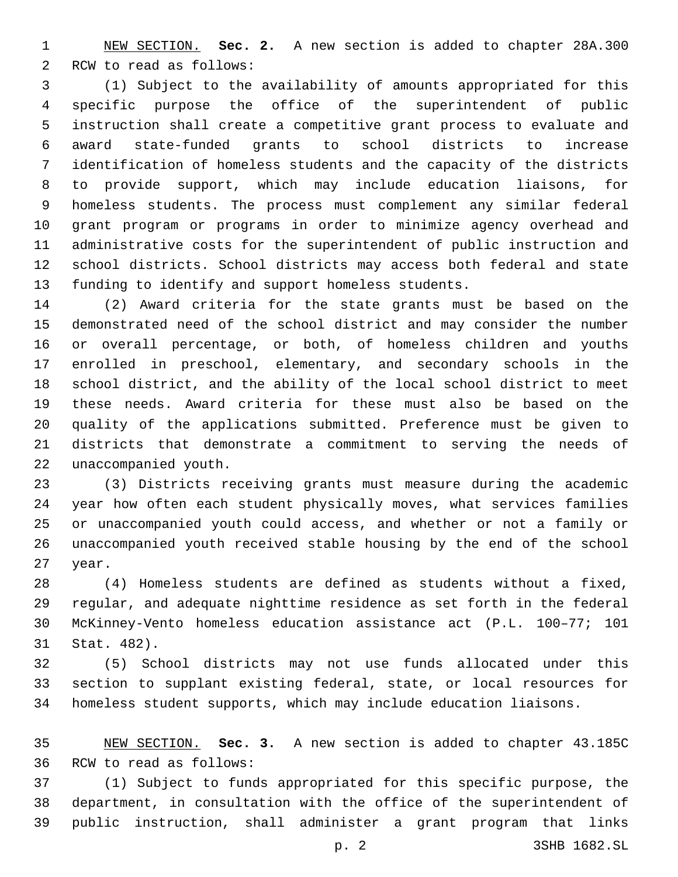NEW SECTION. **Sec. 2.** A new section is added to chapter 28A.300 RCW to read as follows:

(1) Subject to the availability of amounts appropriated for this specific purpose the office of the superintendent of public instruction shall create a competitive grant process to evaluate and award state-funded grants to school districts to increase identification of homeless students and the capacity of the districts to provide support, which may include education liaisons, for homeless students. The process must complement any similar federal grant program or programs in order to minimize agency overhead and administrative costs for the superintendent of public instruction and school districts. School districts may access both federal and state funding to identify and support homeless students.

(2) Award criteria for the state grants must be based on the demonstrated need of the school district and may consider the number or overall percentage, or both, of homeless children and youths enrolled in preschool, elementary, and secondary schools in the school district, and the ability of the local school district to meet these needs. Award criteria for these must also be based on the quality of the applications submitted. Preference must be given to districts that demonstrate a commitment to serving the needs of unaccompanied youth.

(3) Districts receiving grants must measure during the academic year how often each student physically moves, what services families or unaccompanied youth could access, and whether or not a family or unaccompanied youth received stable housing by the end of the school year.

(4) Homeless students are defined as students without a fixed, regular, and adequate nighttime residence as set forth in the federal McKinney-Vento homeless education assistance act (P.L. 100–77; 101 Stat. 482).

(5) School districts may not use funds allocated under this section to supplant existing federal, state, or local resources for homeless student supports, which may include education liaisons.

NEW SECTION. **Sec. 3.** A new section is added to chapter 43.185C RCW to read as follows:

(1) Subject to funds appropriated for this specific purpose, the department, in consultation with the office of the superintendent of public instruction, shall administer a grant program that links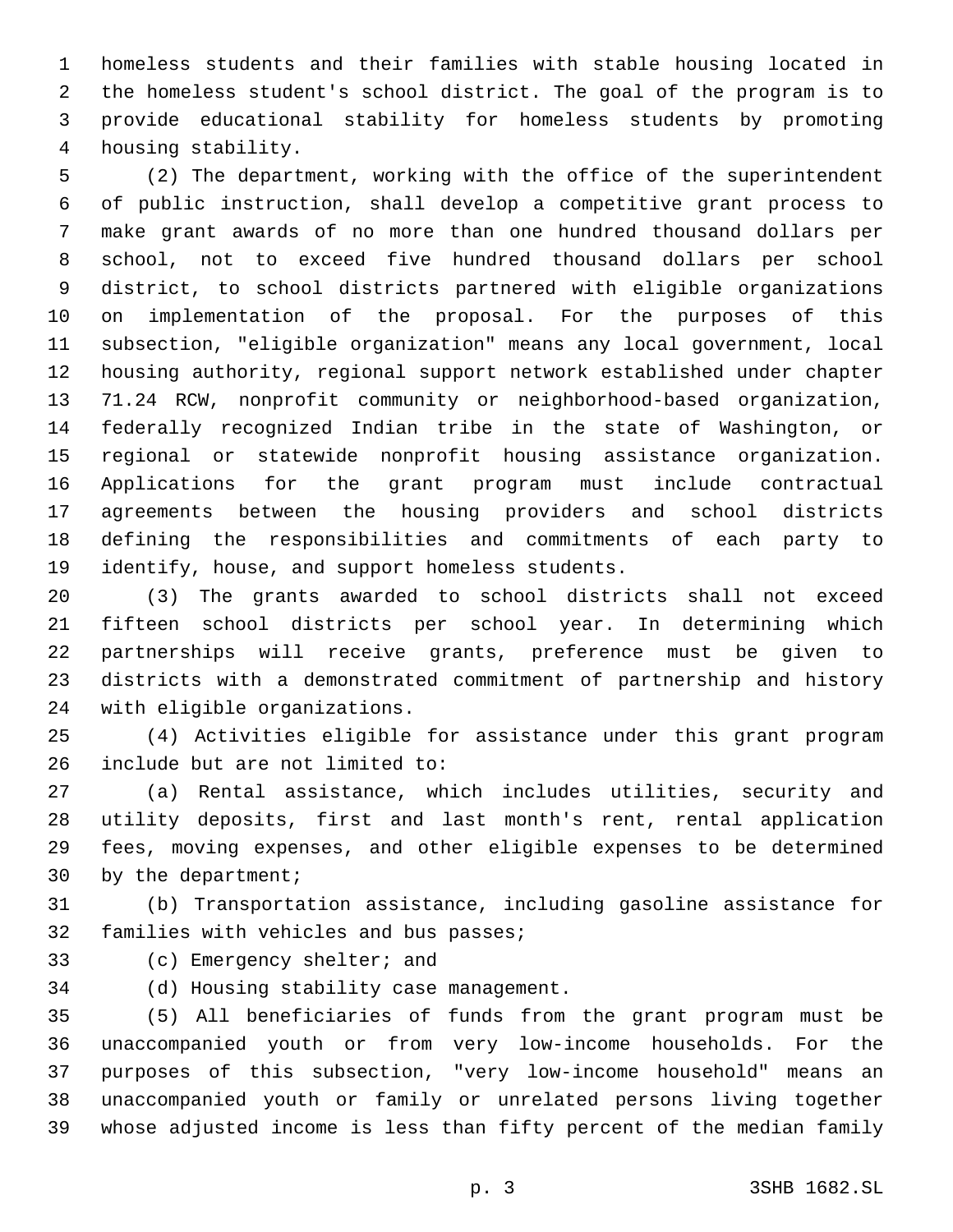homeless students and their families with stable housing located in the homeless student's school district. The goal of the program is to provide educational stability for homeless students by promoting housing stability.

(2) The department, working with the office of the superintendent of public instruction, shall develop a competitive grant process to make grant awards of no more than one hundred thousand dollars per school, not to exceed five hundred thousand dollars per school district, to school districts partnered with eligible organizations on implementation of the proposal. For the purposes of this subsection, "eligible organization" means any local government, local housing authority, regional support network established under chapter 71.24 RCW, nonprofit community or neighborhood-based organization, federally recognized Indian tribe in the state of Washington, or regional or statewide nonprofit housing assistance organization. Applications for the grant program must include contractual agreements between the housing providers and school districts defining the responsibilities and commitments of each party to identify, house, and support homeless students.

(3) The grants awarded to school districts shall not exceed fifteen school districts per school year. In determining which partnerships will receive grants, preference must be given to districts with a demonstrated commitment of partnership and history with eligible organizations.

(4) Activities eligible for assistance under this grant program include but are not limited to:

(a) Rental assistance, which includes utilities, security and utility deposits, first and last month's rent, rental application fees, moving expenses, and other eligible expenses to be determined by the department;

(b) Transportation assistance, including gasoline assistance for families with vehicles and bus passes;

(c) Emergency shelter; and

(d) Housing stability case management.

(5) All beneficiaries of funds from the grant program must be unaccompanied youth or from very low-income households. For the purposes of this subsection, "very low-income household" means an unaccompanied youth or family or unrelated persons living together whose adjusted income is less than fifty percent of the median family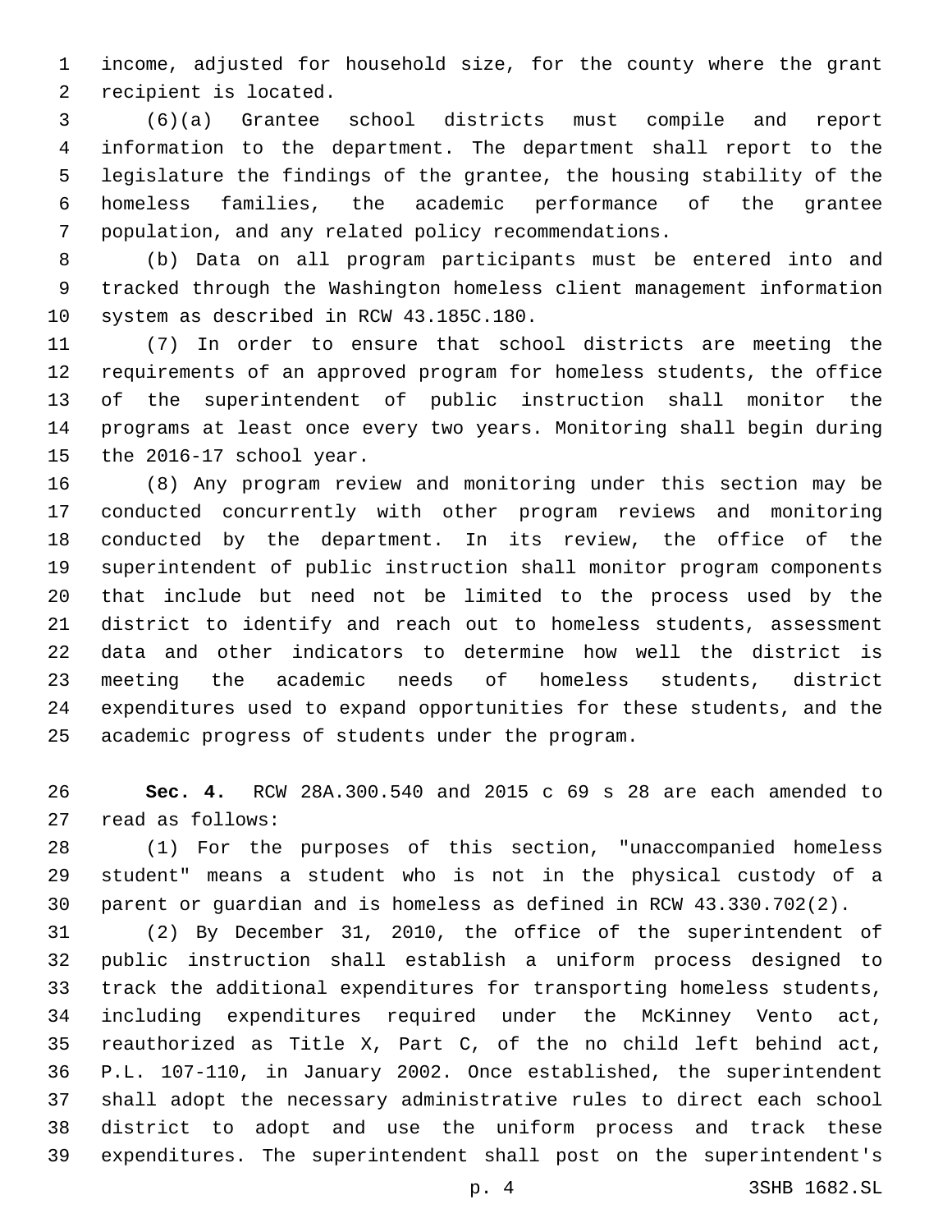income, adjusted for household size, for the county where the grant recipient is located.

(6)(a) Grantee school districts must compile and report information to the department. The department shall report to the legislature the findings of the grantee, the housing stability of the homeless families, the academic performance of the grantee population, and any related policy recommendations.

(b) Data on all program participants must be entered into and tracked through the Washington homeless client management information system as described in RCW 43.185C.180.

(7) In order to ensure that school districts are meeting the requirements of an approved program for homeless students, the office of the superintendent of public instruction shall monitor the programs at least once every two years. Monitoring shall begin during the 2016-17 school year.

(8) Any program review and monitoring under this section may be conducted concurrently with other program reviews and monitoring conducted by the department. In its review, the office of the superintendent of public instruction shall monitor program components that include but need not be limited to the process used by the district to identify and reach out to homeless students, assessment data and other indicators to determine how well the district is meeting the academic needs of homeless students, district expenditures used to expand opportunities for these students, and the academic progress of students under the program.

**Sec. 4.** RCW 28A.300.540 and 2015 c 69 s 28 are each amended to read as follows:

(1) For the purposes of this section, "unaccompanied homeless student" means a student who is not in the physical custody of a parent or guardian and is homeless as defined in RCW 43.330.702(2).

(2) By December 31, 2010, the office of the superintendent of public instruction shall establish a uniform process designed to track the additional expenditures for transporting homeless students, including expenditures required under the McKinney Vento act, reauthorized as Title X, Part C, of the no child left behind act, P.L. 107-110, in January 2002. Once established, the superintendent shall adopt the necessary administrative rules to direct each school district to adopt and use the uniform process and track these expenditures. The superintendent shall post on the superintendent's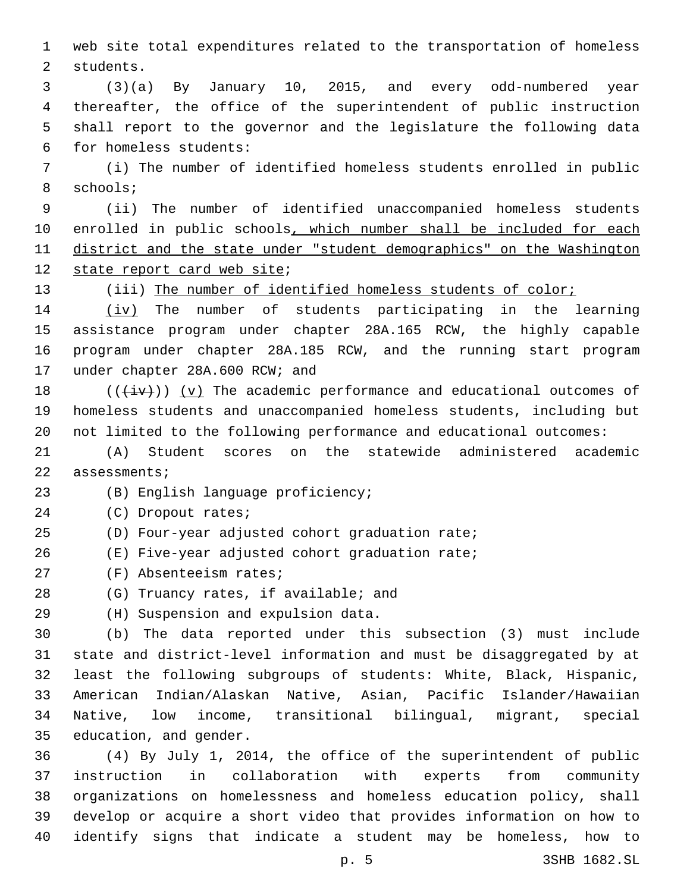web site total expenditures related to the transportation of homeless students.

(3)(a) By January 10, 2015, and every odd-numbered year thereafter, the office of the superintendent of public instruction shall report to the governor and the legislature the following data for homeless students:

(i) The number of identified homeless students enrolled in public schools;

(ii) The number of identified unaccompanied homeless students enrolled in public schools<u>, which number shall be included for each district and the state under "student demographics" on the Washington state report card web site</u>;

(iii) <u>The number of identified homeless students of color;</u>

<u>(iv)</u> The number of students participating in the learning assistance program under chapter 28A.165 RCW, the highly capable program under chapter 28A.185 RCW, and the running start program under chapter 28A.600 RCW; and

((~~(iv)~~)) <u>(v)</u> The academic performance and educational outcomes of homeless students and unaccompanied homeless students, including but not limited to the following performance and educational outcomes:

(A) Student scores on the statewide administered academic assessments;

(B) English language proficiency;

(C) Dropout rates;

(D) Four-year adjusted cohort graduation rate;

(E) Five-year adjusted cohort graduation rate;

(F) Absenteeism rates;

(G) Truancy rates, if available; and

(H) Suspension and expulsion data.

(b) The data reported under this subsection (3) must include state and district-level information and must be disaggregated by at least the following subgroups of students: White, Black, Hispanic, American Indian/Alaskan Native, Asian, Pacific Islander/Hawaiian Native, low income, transitional bilingual, migrant, special education, and gender.

(4) By July 1, 2014, the office of the superintendent of public instruction in collaboration with experts from community organizations on homelessness and homeless education policy, shall develop or acquire a short video that provides information on how to identify signs that indicate a student may be homeless, how to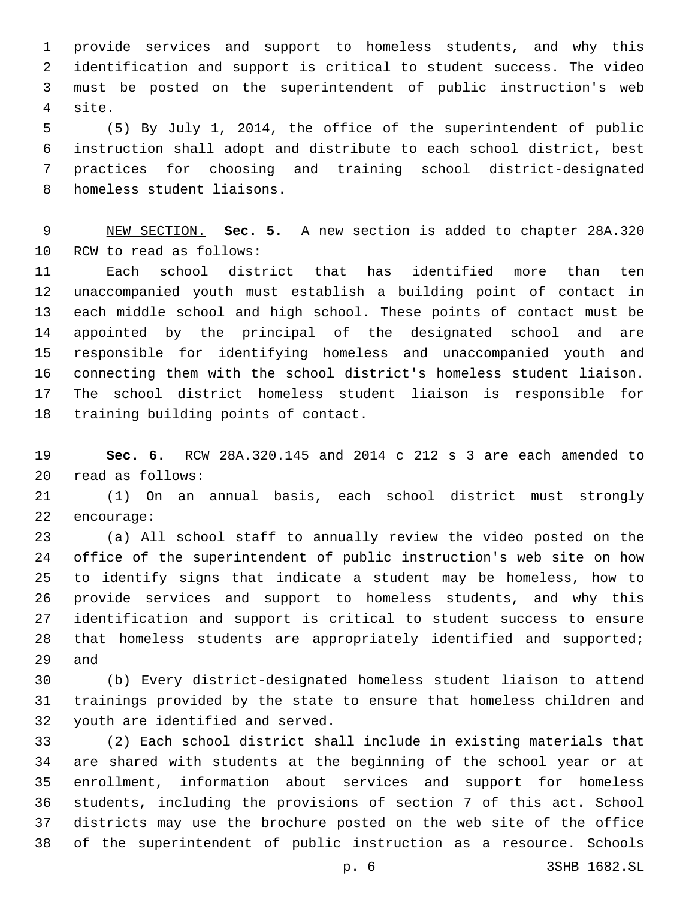provide services and support to homeless students, and why this identification and support is critical to student success. The video must be posted on the superintendent of public instruction's web site.

(5) By July 1, 2014, the office of the superintendent of public instruction shall adopt and distribute to each school district, best practices for choosing and training school district-designated homeless student liaisons.

NEW SECTION. **Sec. 5.** A new section is added to chapter 28A.320 RCW to read as follows:

Each school district that has identified more than ten unaccompanied youth must establish a building point of contact in each middle school and high school. These points of contact must be appointed by the principal of the designated school and are responsible for identifying homeless and unaccompanied youth and connecting them with the school district's homeless student liaison. The school district homeless student liaison is responsible for training building points of contact.

**Sec. 6.** RCW 28A.320.145 and 2014 c 212 s 3 are each amended to read as follows:

(1) On an annual basis, each school district must strongly encourage:

(a) All school staff to annually review the video posted on the office of the superintendent of public instruction's web site on how to identify signs that indicate a student may be homeless, how to provide services and support to homeless students, and why this identification and support is critical to student success to ensure that homeless students are appropriately identified and supported; and

(b) Every district-designated homeless student liaison to attend trainings provided by the state to ensure that homeless children and youth are identified and served.

(2) Each school district shall include in existing materials that are shared with students at the beginning of the school year or at enrollment, information about services and support for homeless students, including the provisions of section 7 of this act. School districts may use the brochure posted on the web site of the office of the superintendent of public instruction as a resource. Schools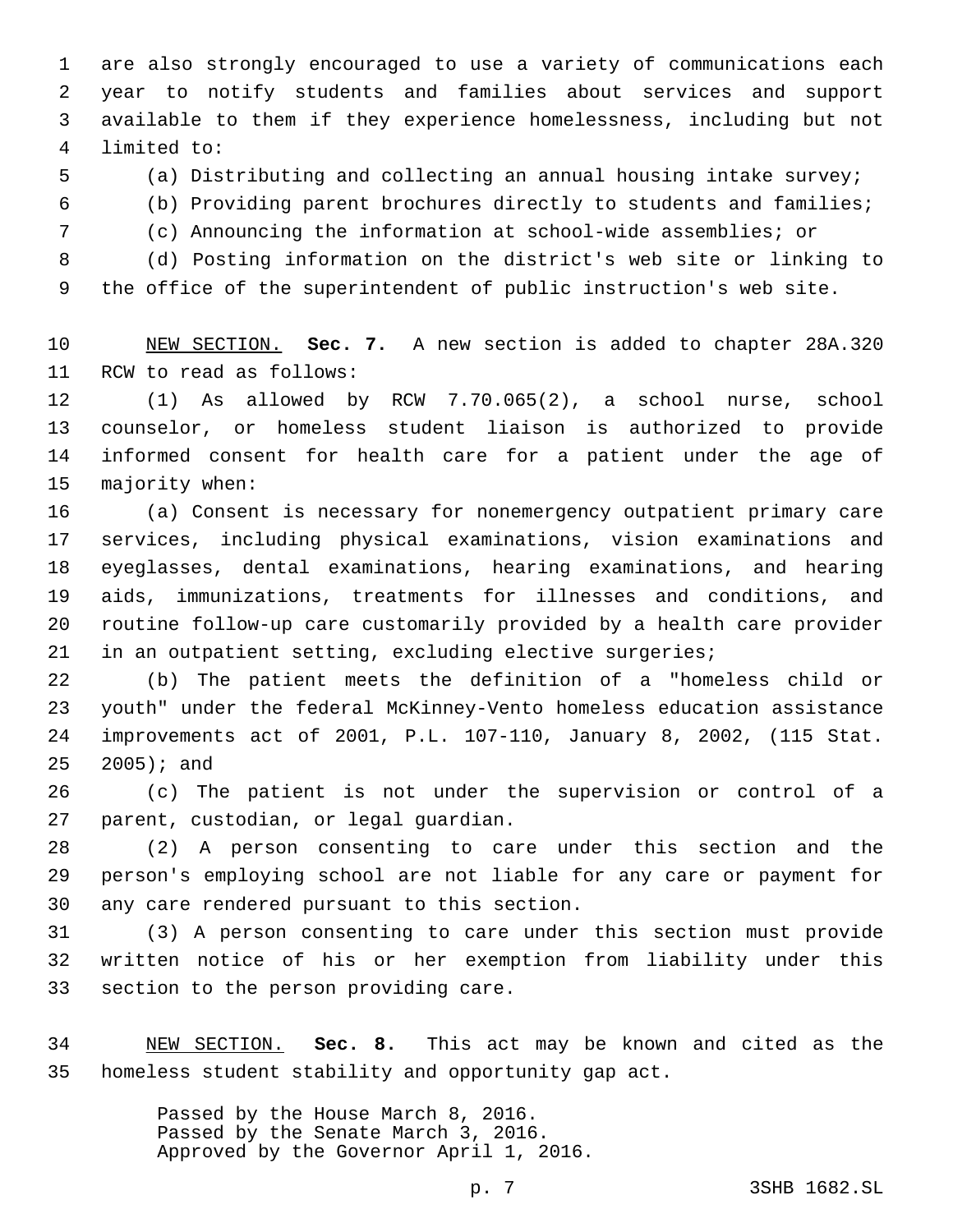are also strongly encouraged to use a variety of communications each year to notify students and families about services and support available to them if they experience homelessness, including but not limited to:

(a) Distributing and collecting an annual housing intake survey;

(b) Providing parent brochures directly to students and families;

(c) Announcing the information at school-wide assemblies; or

(d) Posting information on the district's web site or linking to the office of the superintendent of public instruction's web site.

NEW SECTION. **Sec. 7.** A new section is added to chapter 28A.320 RCW to read as follows:

(1) As allowed by RCW 7.70.065(2), a school nurse, school counselor, or homeless student liaison is authorized to provide informed consent for health care for a patient under the age of majority when:

(a) Consent is necessary for nonemergency outpatient primary care services, including physical examinations, vision examinations and eyeglasses, dental examinations, hearing examinations, and hearing aids, immunizations, treatments for illnesses and conditions, and routine follow-up care customarily provided by a health care provider in an outpatient setting, excluding elective surgeries;

(b) The patient meets the definition of a "homeless child or youth" under the federal McKinney-Vento homeless education assistance improvements act of 2001, P.L. 107-110, January 8, 2002, (115 Stat. 2005); and

(c) The patient is not under the supervision or control of a parent, custodian, or legal guardian.

(2) A person consenting to care under this section and the person's employing school are not liable for any care or payment for any care rendered pursuant to this section.

(3) A person consenting to care under this section must provide written notice of his or her exemption from liability under this section to the person providing care.

NEW SECTION. **Sec. 8.** This act may be known and cited as the homeless student stability and opportunity gap act.

Passed by the House March 8, 2016.
Passed by the Senate March 3, 2016.
Approved by the Governor April 1, 2016.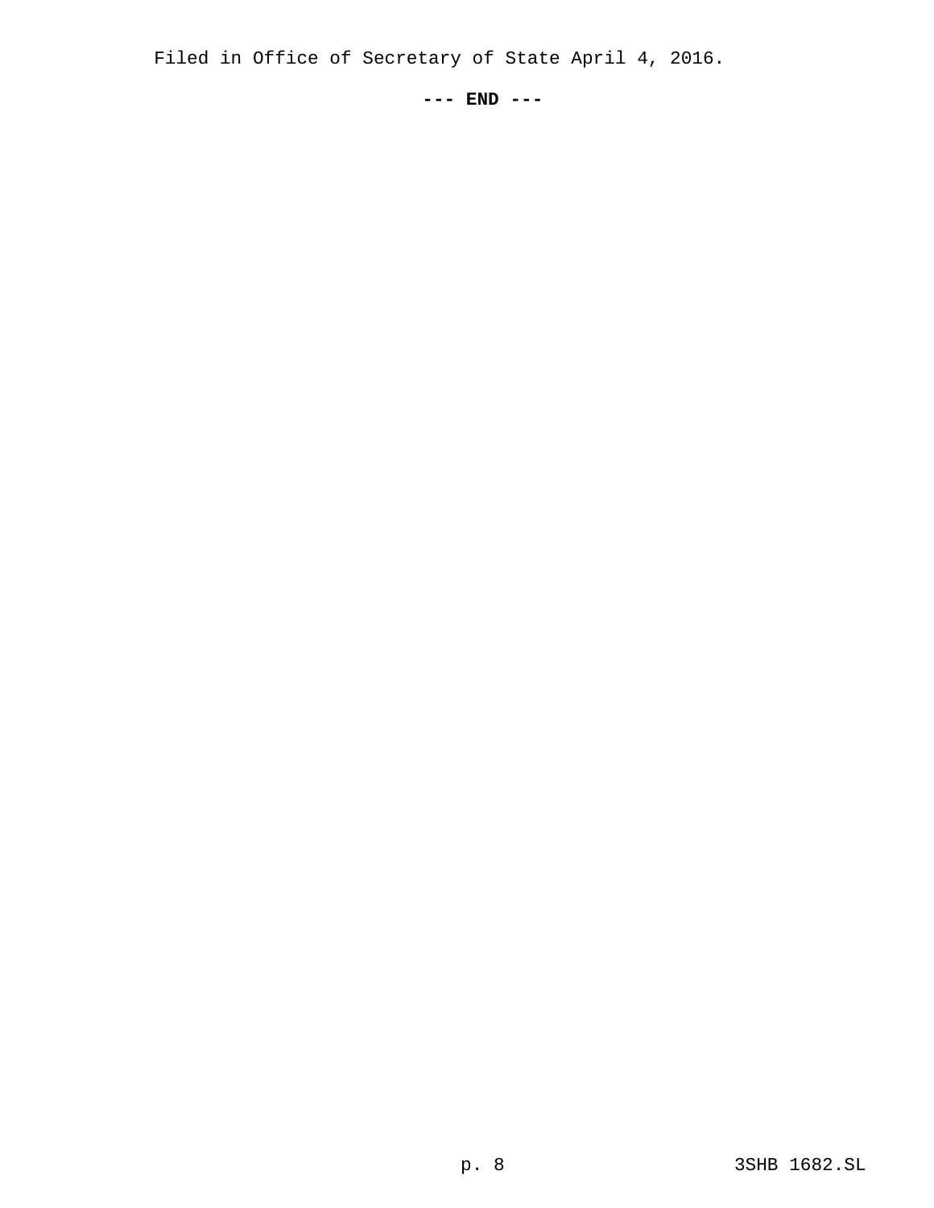Filed in Office of Secretary of State April 4, 2016.

**--- END ---**